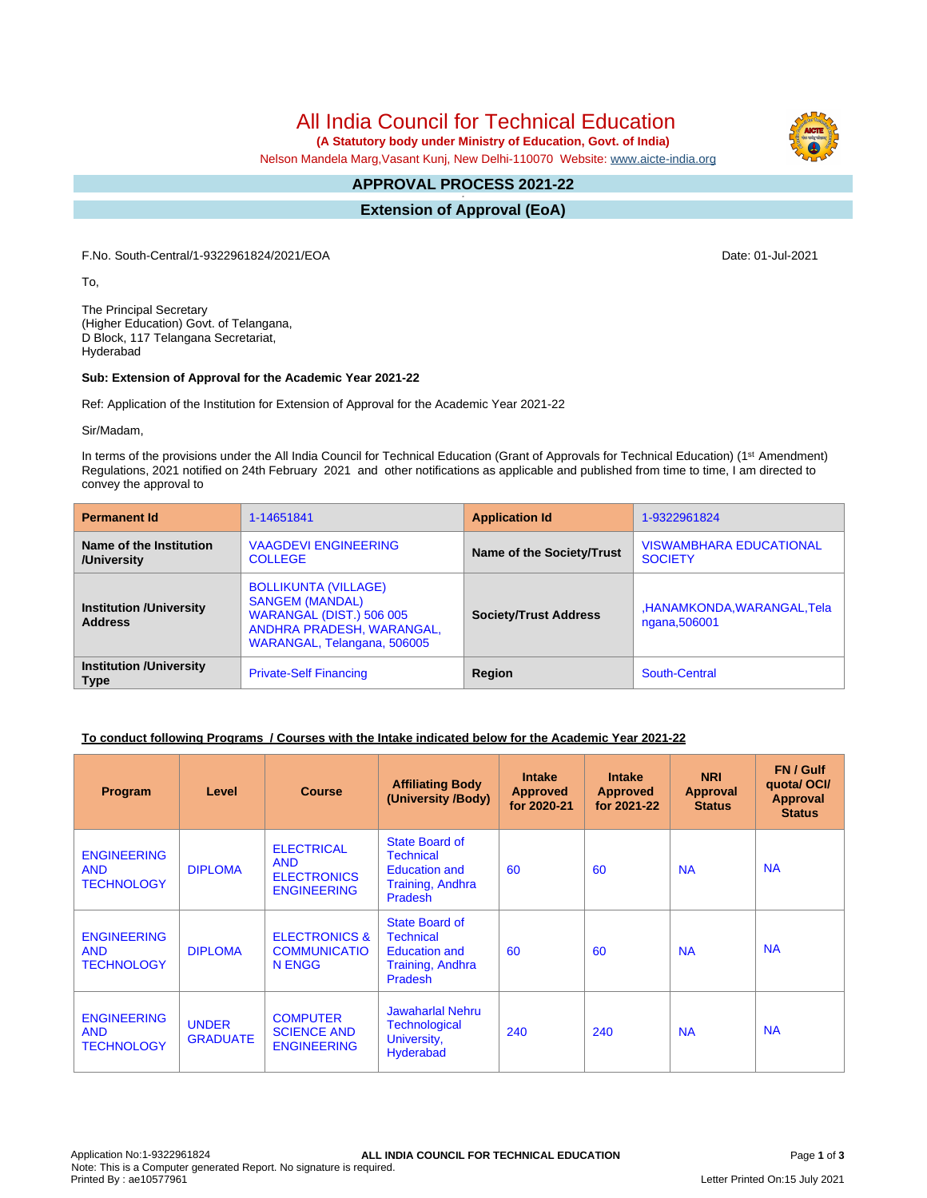# All India Council for Technical Education

**(A Statutory body under Ministry of Education, Govt. of India)**

Nelson Mandela Marg,Vasant Kunj, New Delhi-110070 Website: www.aicte-india.org

## APPROVAL PROCESS 2021-22

## Extension of Approval (EoA)

F.No. South-Central/1-9322961824/2021/EOA

Date: 01-Jul-2021

To,

The Principal Secretary
(Higher Education) Govt. of Telangana,
D Block, 117 Telangana Secretariat,
Hyderabad

**Sub: Extension of Approval for the Academic Year 2021-22**

Ref: Application of the Institution for Extension of Approval for the Academic Year 2021-22

Sir/Madam,

In terms of the provisions under the All India Council for Technical Education (Grant of Approvals for Technical Education) (1st Amendment) Regulations, 2021 notified on 24th February 2021 and other notifications as applicable and published from time to time, I am directed to convey the approval to

| **Permanent Id** | 1-14651841 | **Application Id** | 1-9322961824 |
|---|---|---|---|
| **Name of the Institution /University** | VAAGDEVI ENGINEERING COLLEGE | **Name of the Society/Trust** | VISWAMBHARA EDUCATIONAL SOCIETY |
| **Institution /University Address** | BOLLIKUNTA (VILLAGE) SANGEM (MANDAL) WARANGAL (DIST.) 506 005 ANDHRA PRADESH, WARANGAL, WARANGAL, Telangana, 506005 | **Society/Trust Address** | ,HANAMKONDA,WARANGAL,Telangana,506001 |
| **Institution /University Type** | Private-Self Financing | **Region** | South-Central |

**To conduct following Programs / Courses with the Intake indicated below for the Academic Year 2021-22**

| Program | Level | Course | Affiliating Body (University /Body) | Intake Approved for 2020-21 | Intake Approved for 2021-22 | NRI Approval Status | FN / Gulf quota/ OCI/ Approval Status |
|---|---|---|---|---|---|---|---|
| ENGINEERING AND TECHNOLOGY | DIPLOMA | ELECTRICAL AND ELECTRONICS ENGINEERING | State Board of Technical Education and Training, Andhra Pradesh | 60 | 60 | NA | NA |
| ENGINEERING AND TECHNOLOGY | DIPLOMA | ELECTRONICS & COMMUNICATION ENGG | State Board of Technical Education and Training, Andhra Pradesh | 60 | 60 | NA | NA |
| ENGINEERING AND TECHNOLOGY | UNDER GRADUATE | COMPUTER SCIENCE AND ENGINEERING | Jawaharlal Nehru Technological University, Hyderabad | 240 | 240 | NA | NA |

Application No:1-9322961824
Note: This is a Computer generated Report. No signature is required.
Printed By : ae10577961
Letter Printed On:15 July 2021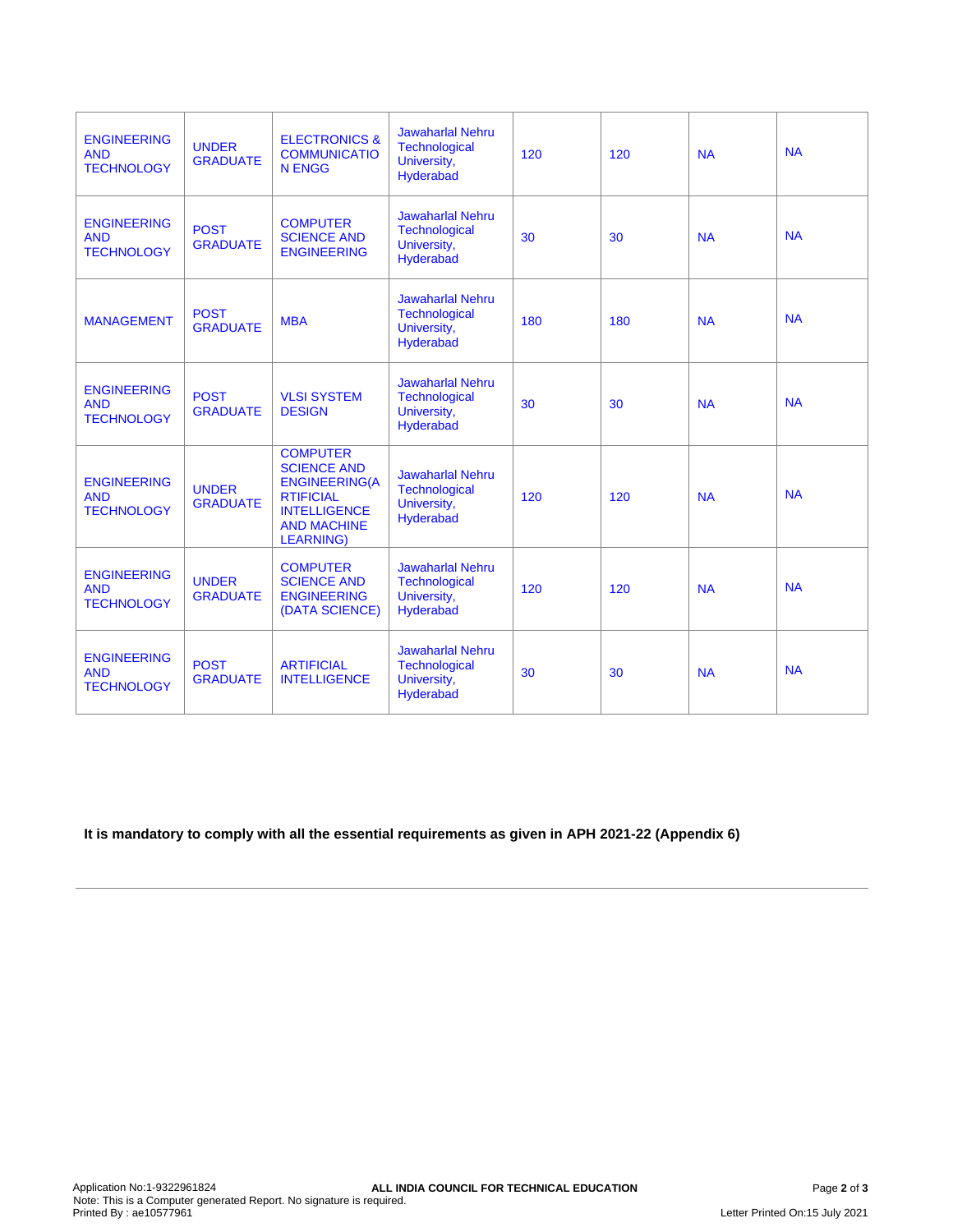| | | | | | | | |
|---|---|---|---|---|---|---|---|
| ENGINEERING AND TECHNOLOGY | UNDER GRADUATE | ELECTRONICS & COMMUNICATION ENGG | Jawaharlal Nehru Technological University, Hyderabad | 120 | 120 | NA | NA |
| ENGINEERING AND TECHNOLOGY | POST GRADUATE | COMPUTER SCIENCE AND ENGINEERING | Jawaharlal Nehru Technological University, Hyderabad | 30 | 30 | NA | NA |
| MANAGEMENT | POST GRADUATE | MBA | Jawaharlal Nehru Technological University, Hyderabad | 180 | 180 | NA | NA |
| ENGINEERING AND TECHNOLOGY | POST GRADUATE | VLSI SYSTEM DESIGN | Jawaharlal Nehru Technological University, Hyderabad | 30 | 30 | NA | NA |
| ENGINEERING AND TECHNOLOGY | UNDER GRADUATE | COMPUTER SCIENCE AND ENGINEERING(ARTIFICIAL INTELLIGENCE AND MACHINE LEARNING) | Jawaharlal Nehru Technological University, Hyderabad | 120 | 120 | NA | NA |
| ENGINEERING AND TECHNOLOGY | UNDER GRADUATE | COMPUTER SCIENCE AND ENGINEERING (DATA SCIENCE) | Jawaharlal Nehru Technological University, Hyderabad | 120 | 120 | NA | NA |
| ENGINEERING AND TECHNOLOGY | POST GRADUATE | ARTIFICIAL INTELLIGENCE | Jawaharlal Nehru Technological University, Hyderabad | 30 | 30 | NA | NA |

**It is mandatory to comply with all the essential requirements as given in APH 2021-22 (Appendix 6)**

---

Application No:1-9322961824

**ALL INDIA COUNCIL FOR TECHNICAL EDUCATION**

Note: This is a Computer generated Report. No signature is required.

Printed By : ae10577961

Letter Printed On:15 July 2021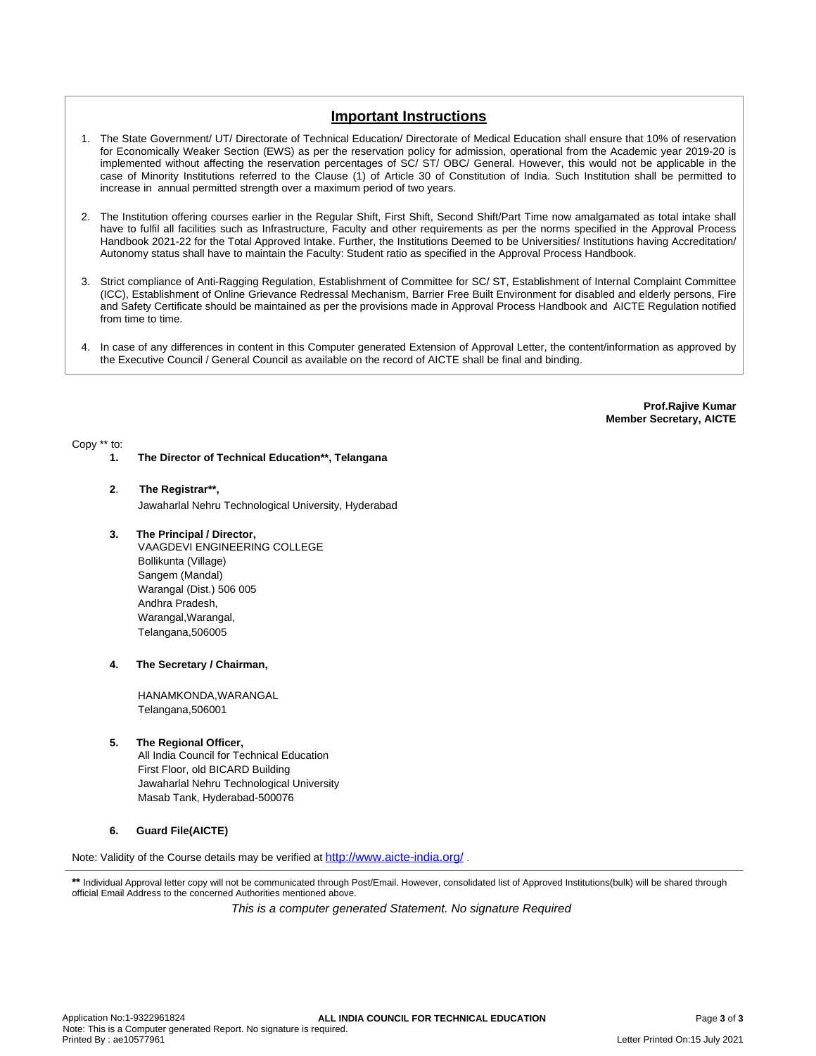## Important Instructions

1. The State Government/ UT/ Directorate of Technical Education/ Directorate of Medical Education shall ensure that 10% of reservation for Economically Weaker Section (EWS) as per the reservation policy for admission, operational from the Academic year 2019-20 is implemented without affecting the reservation percentages of SC/ ST/ OBC/ General. However, this would not be applicable in the case of Minority Institutions referred to the Clause (1) of Article 30 of Constitution of India. Such Institution shall be permitted to increase in annual permitted strength over a maximum period of two years.

2. The Institution offering courses earlier in the Regular Shift, First Shift, Second Shift/Part Time now amalgamated as total intake shall have to fulfil all facilities such as Infrastructure, Faculty and other requirements as per the norms specified in the Approval Process Handbook 2021-22 for the Total Approved Intake. Further, the Institutions Deemed to be Universities/ Institutions having Accreditation/ Autonomy status shall have to maintain the Faculty: Student ratio as specified in the Approval Process Handbook.

3. Strict compliance of Anti-Ragging Regulation, Establishment of Committee for SC/ ST, Establishment of Internal Complaint Committee (ICC), Establishment of Online Grievance Redressal Mechanism, Barrier Free Built Environment for disabled and elderly persons, Fire and Safety Certificate should be maintained as per the provisions made in Approval Process Handbook and AICTE Regulation notified from time to time.

4. In case of any differences in content in this Computer generated Extension of Approval Letter, the content/information as approved by the Executive Council / General Council as available on the record of AICTE shall be final and binding.

**Prof.Rajive Kumar**
**Member Secretary, AICTE**

Copy ** to:

1. **The Director of Technical Education**, Telangana**

2. **The Registrar**,**
   Jawaharlal Nehru Technological University, Hyderabad

3. **The Principal / Director,**
   VAAGDEVI ENGINEERING COLLEGE
   Bollikunta (Village)
   Sangem (Mandal)
   Warangal (Dist.) 506 005
   Andhra Pradesh,
   Warangal,Warangal,
   Telangana,506005

4. **The Secretary / Chairman,**

   HANAMKONDA,WARANGAL
   Telangana,506001

5. **The Regional Officer,**
   All India Council for Technical Education
   First Floor, old BICARD Building
   Jawaharlal Nehru Technological University
   Masab Tank, Hyderabad-500076

6. **Guard File(AICTE)**

Note: Validity of the Course details may be verified at http://www.aicte-india.org/ .

**** Individual Approval letter copy will not be communicated through Post/Email. However, consolidated list of Approved Institutions(bulk) will be shared through official Email Address to the concerned Authorities mentioned above.

*This is a computer generated Statement. No signature Required*

Application No:1-9322961824
Note: This is a Computer generated Report. No signature is required.
Printed By : ae10577961

Letter Printed On:15 July 2021